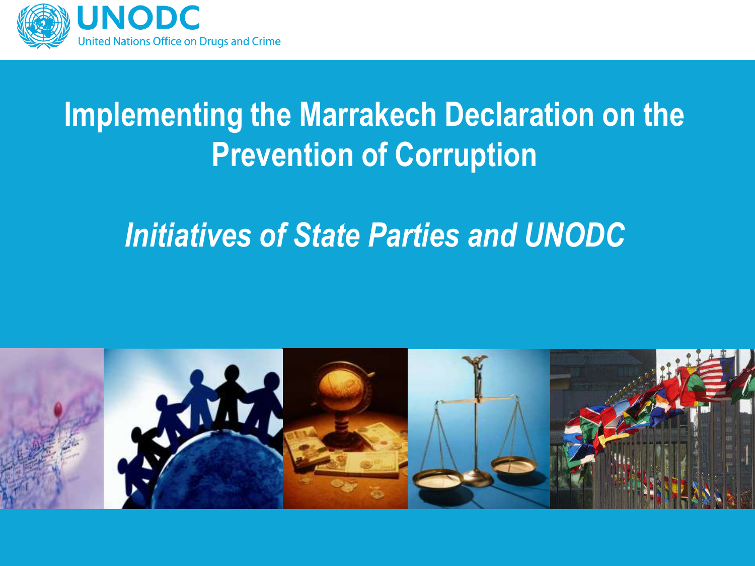UNODC

United Nations Office on Drugs and Crime

# Implementing the Marrakech Declaration on the Prevention of Corruption

## *Initiatives of State Parties and UNODC*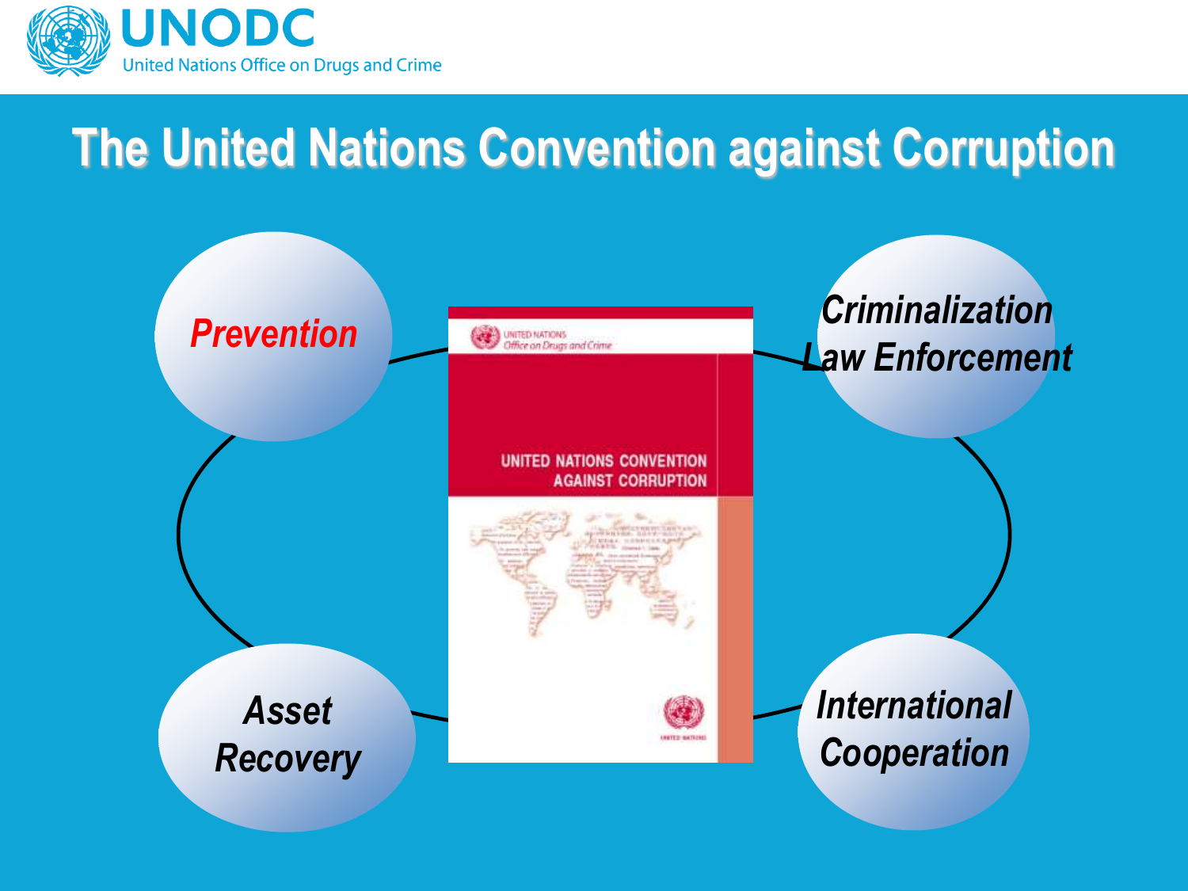# The United Nations Convention against Corruption

- *Prevention*
- *Criminalization Law Enforcement*
- *International Cooperation*
- *Asset Recovery*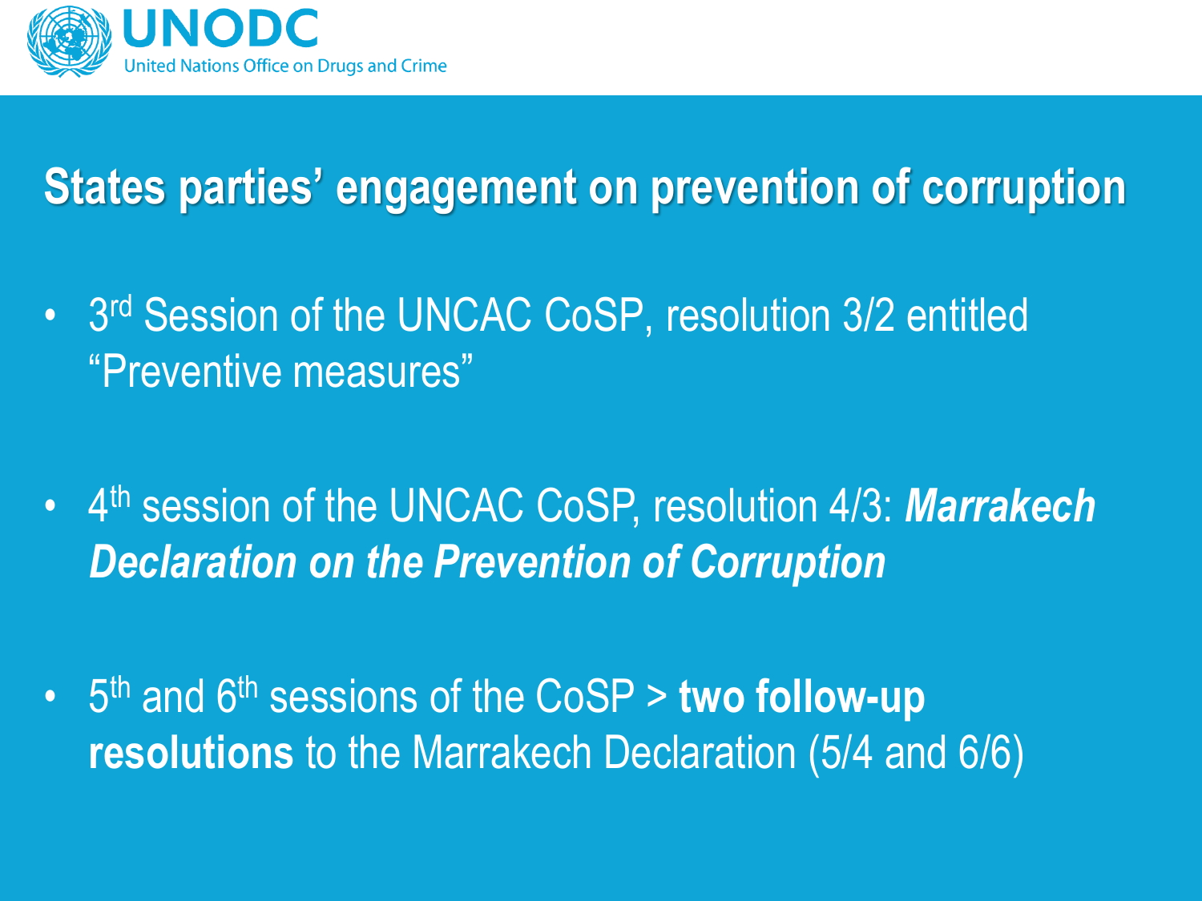# States parties' engagement on prevention of corruption

- 3rd Session of the UNCAC CoSP, resolution 3/2 entitled "Preventive measures"

- 4th session of the UNCAC CoSP, resolution 4/3: ***Marrakech Declaration on the Prevention of Corruption***

- 5th and 6th sessions of the CoSP > **two follow-up resolutions** to the Marrakech Declaration (5/4 and 6/6)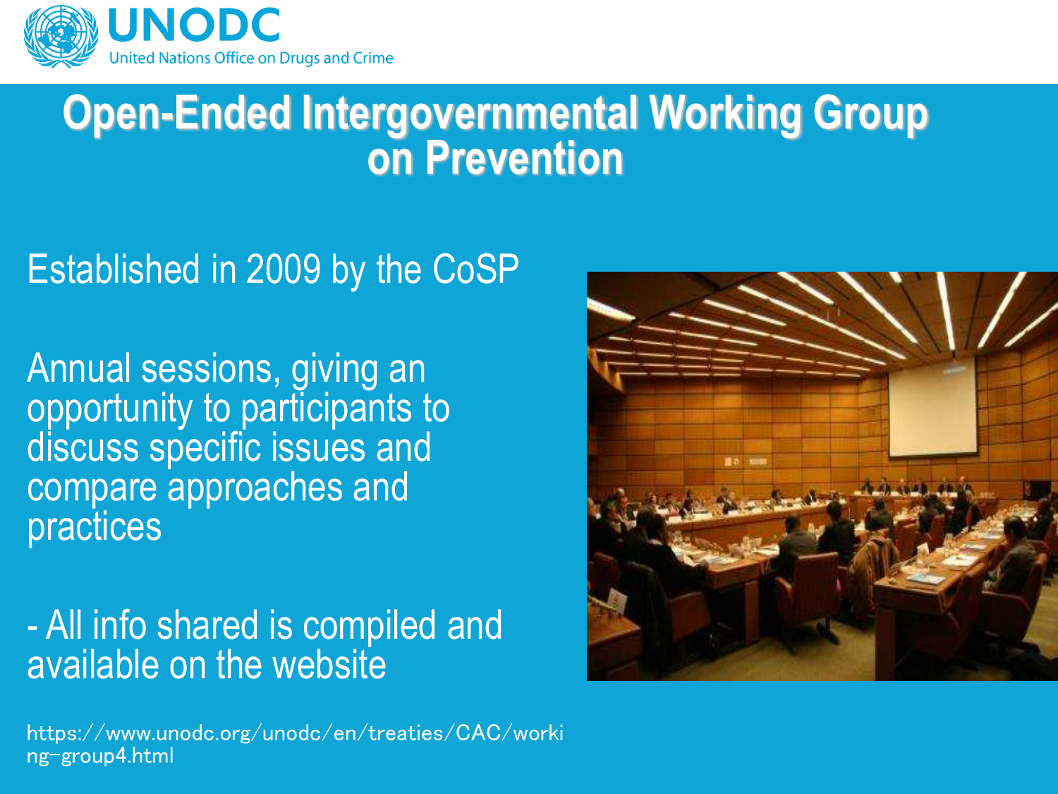UNODC

United Nations Office on Drugs and Crime

# Open-Ended Intergovernmental Working Group on Prevention

Established in 2009 by the CoSP

Annual sessions, giving an opportunity to participants to discuss specific issues and compare approaches and practices

- All info shared is compiled and available on the website

https://www.unodc.org/unodc/en/treaties/CAC/working-group4.html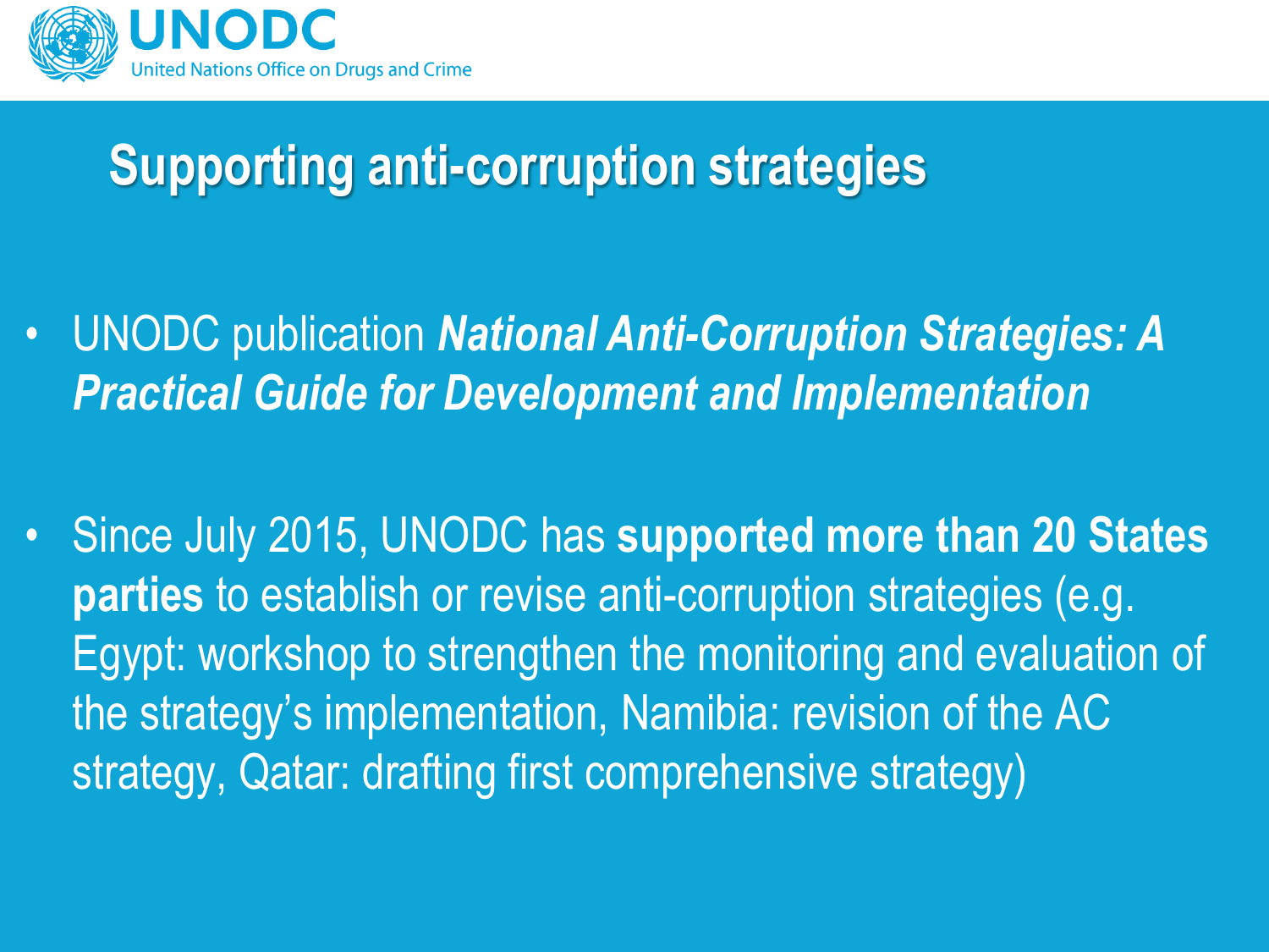# Supporting anti-corruption strategies

- UNODC publication ***National Anti-Corruption Strategies: A Practical Guide for Development and Implementation***
- Since July 2015, UNODC has **supported more than 20 States parties** to establish or revise anti-corruption strategies (e.g. Egypt: workshop to strengthen the monitoring and evaluation of the strategy's implementation, Namibia: revision of the AC strategy, Qatar: drafting first comprehensive strategy)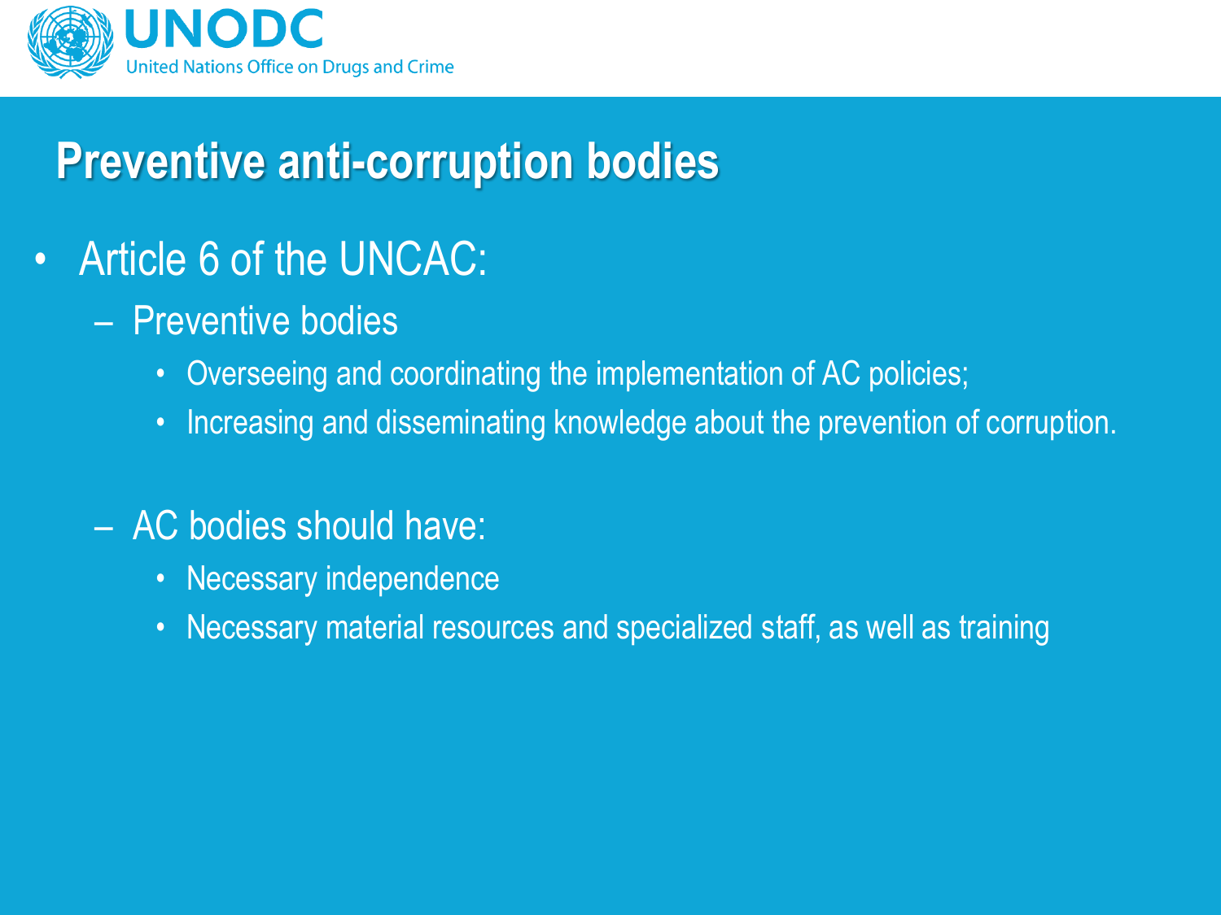# Preventive anti-corruption bodies

- Article 6 of the UNCAC:
  - Preventive bodies
    - Overseeing and coordinating the implementation of AC policies;
    - Increasing and disseminating knowledge about the prevention of corruption.
  - AC bodies should have:
    - Necessary independence
    - Necessary material resources and specialized staff, as well as training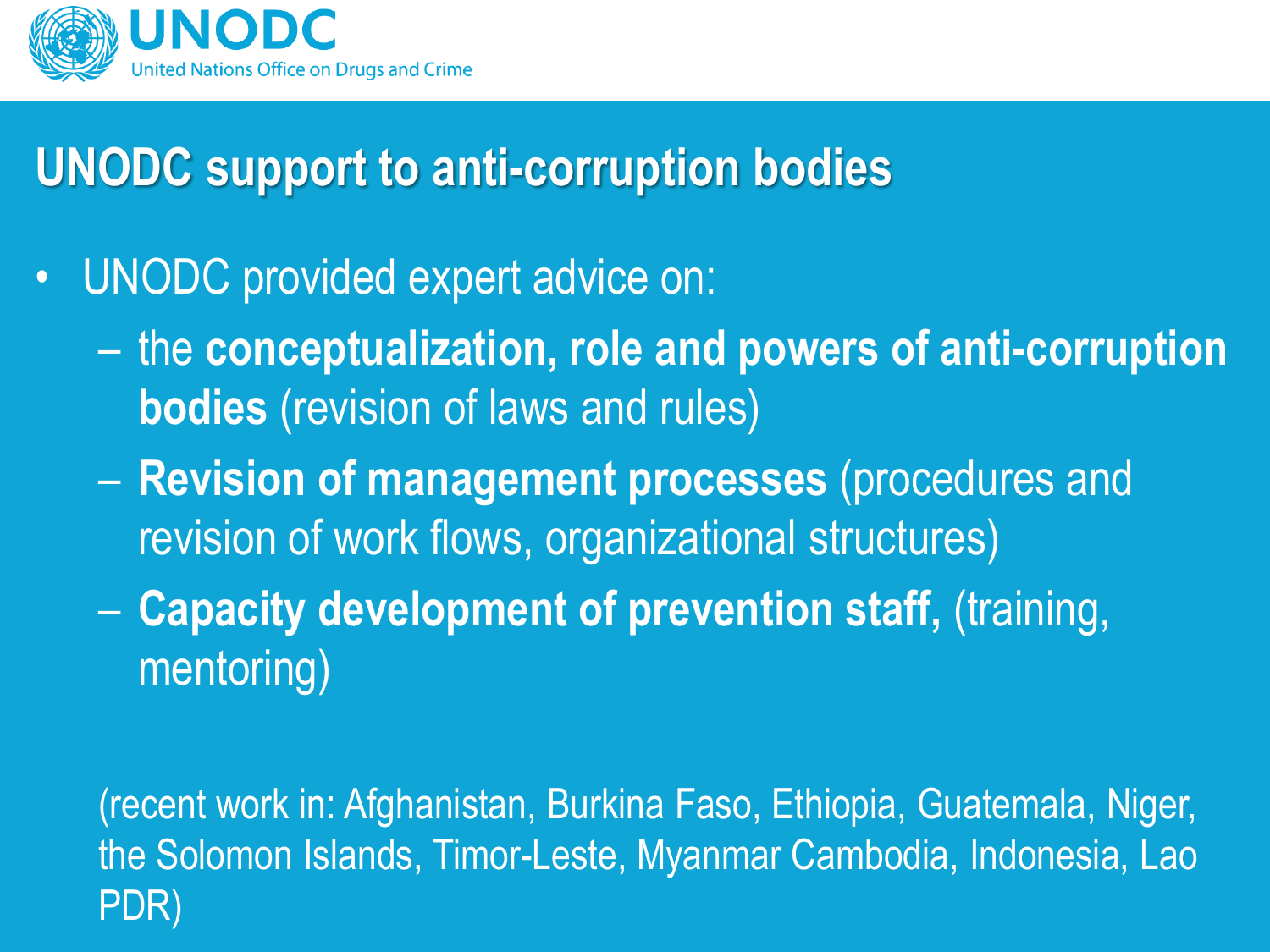# UNODC support to anti-corruption bodies

- UNODC provided expert advice on:
  - the **conceptualization, role and powers of anti-corruption bodies** (revision of laws and rules)
  - **Revision of management processes** (procedures and revision of work flows, organizational structures)
  - **Capacity development of prevention staff,** (training, mentoring)

(recent work in: Afghanistan, Burkina Faso, Ethiopia, Guatemala, Niger, the Solomon Islands, Timor-Leste, Myanmar Cambodia, Indonesia, Lao PDR)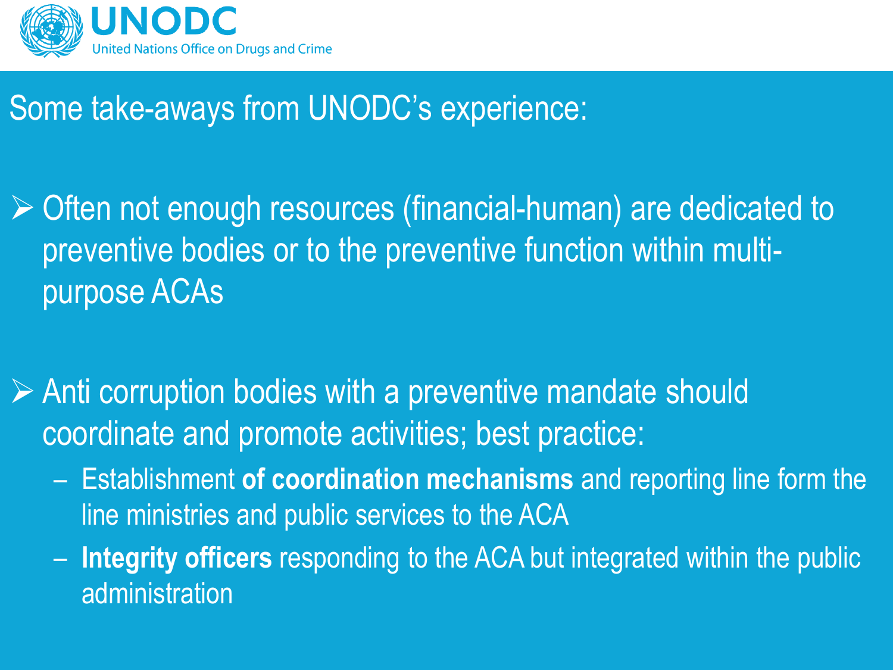Some take-aways from UNODC's experience:

- Often not enough resources (financial-human) are dedicated to preventive bodies or to the preventive function within multi-purpose ACAs

- Anti corruption bodies with a preventive mandate should coordinate and promote activities; best practice:
  - Establishment **of coordination mechanisms** and reporting line form the line ministries and public services to the ACA
  - **Integrity officers** responding to the ACA but integrated within the public administration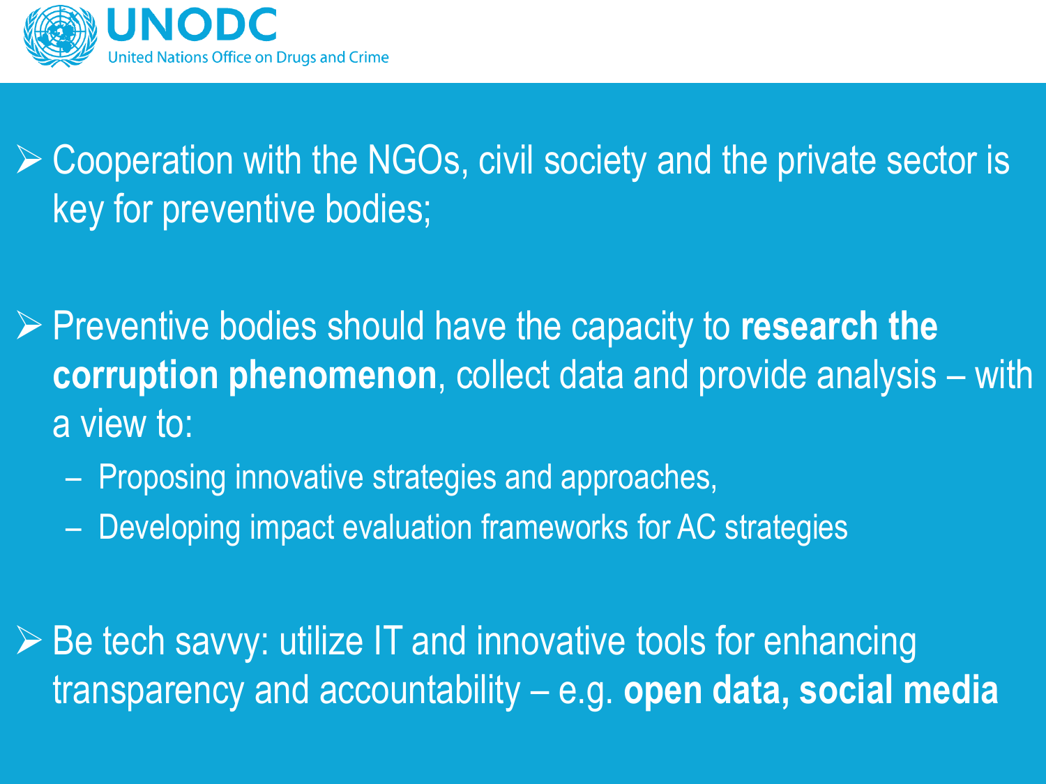- Cooperation with the NGOs, civil society and the private sector is key for preventive bodies;

- Preventive bodies should have the capacity to **research the corruption phenomenon**, collect data and provide analysis – with a view to:
  - Proposing innovative strategies and approaches,
  - Developing impact evaluation frameworks for AC strategies

- Be tech savvy: utilize IT and innovative tools for enhancing transparency and accountability – e.g. **open data, social media**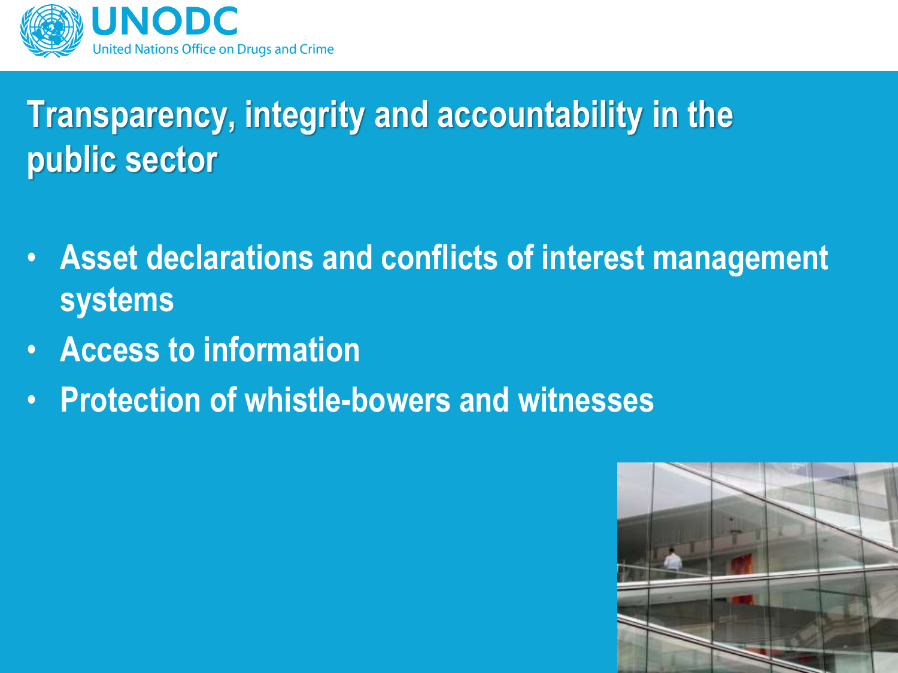# Transparency, integrity and accountability in the public sector

- Asset declarations and conflicts of interest management systems
- Access to information
- Protection of whistle-bowers and witnesses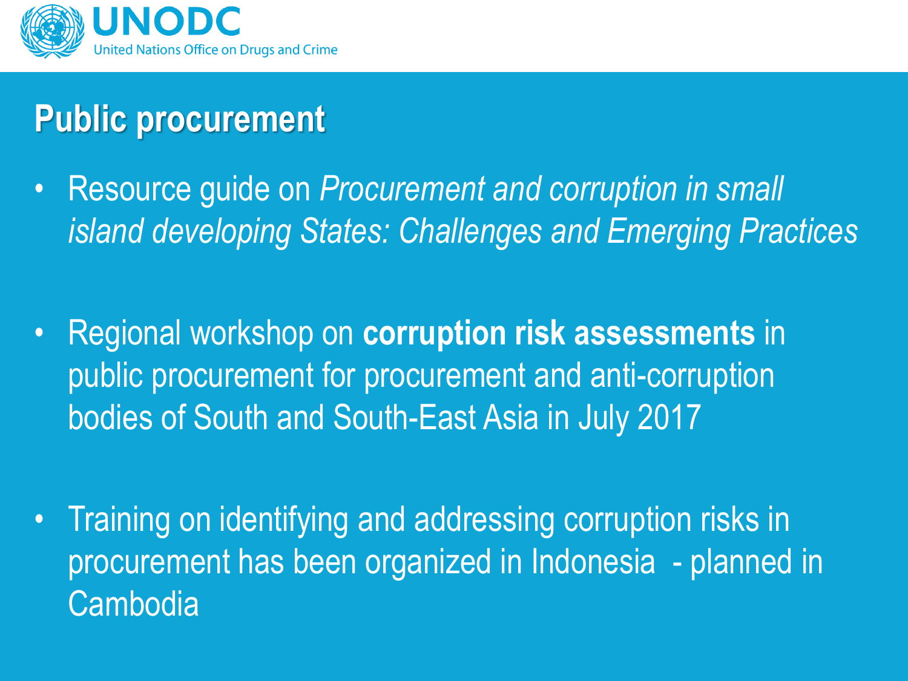# Public procurement

- Resource guide on *Procurement and corruption in small island developing States: Challenges and Emerging Practices*

- Regional workshop on **corruption risk assessments** in public procurement for procurement and anti-corruption bodies of South and South-East Asia in July 2017

- Training on identifying and addressing corruption risks in procurement has been organized in Indonesia - planned in Cambodia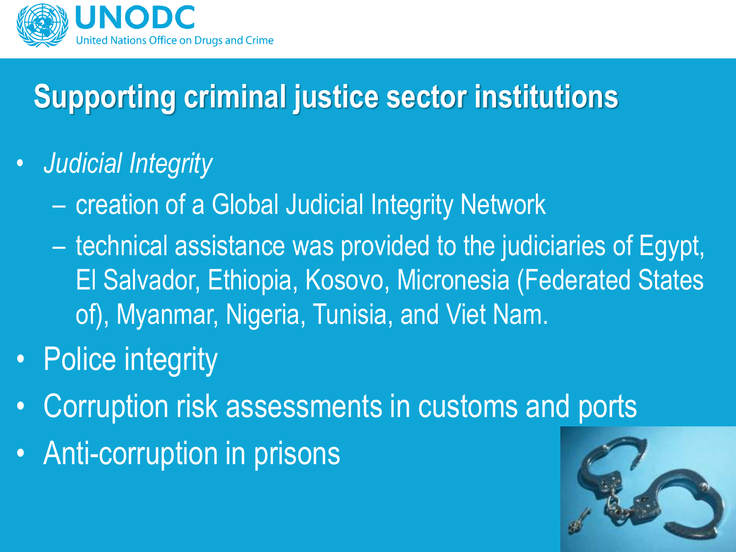# Supporting criminal justice sector institutions

- *Judicial Integrity*
  - creation of a Global Judicial Integrity Network
  - technical assistance was provided to the judiciaries of Egypt, El Salvador, Ethiopia, Kosovo, Micronesia (Federated States of), Myanmar, Nigeria, Tunisia, and Viet Nam.
- Police integrity
- Corruption risk assessments in customs and ports
- Anti-corruption in prisons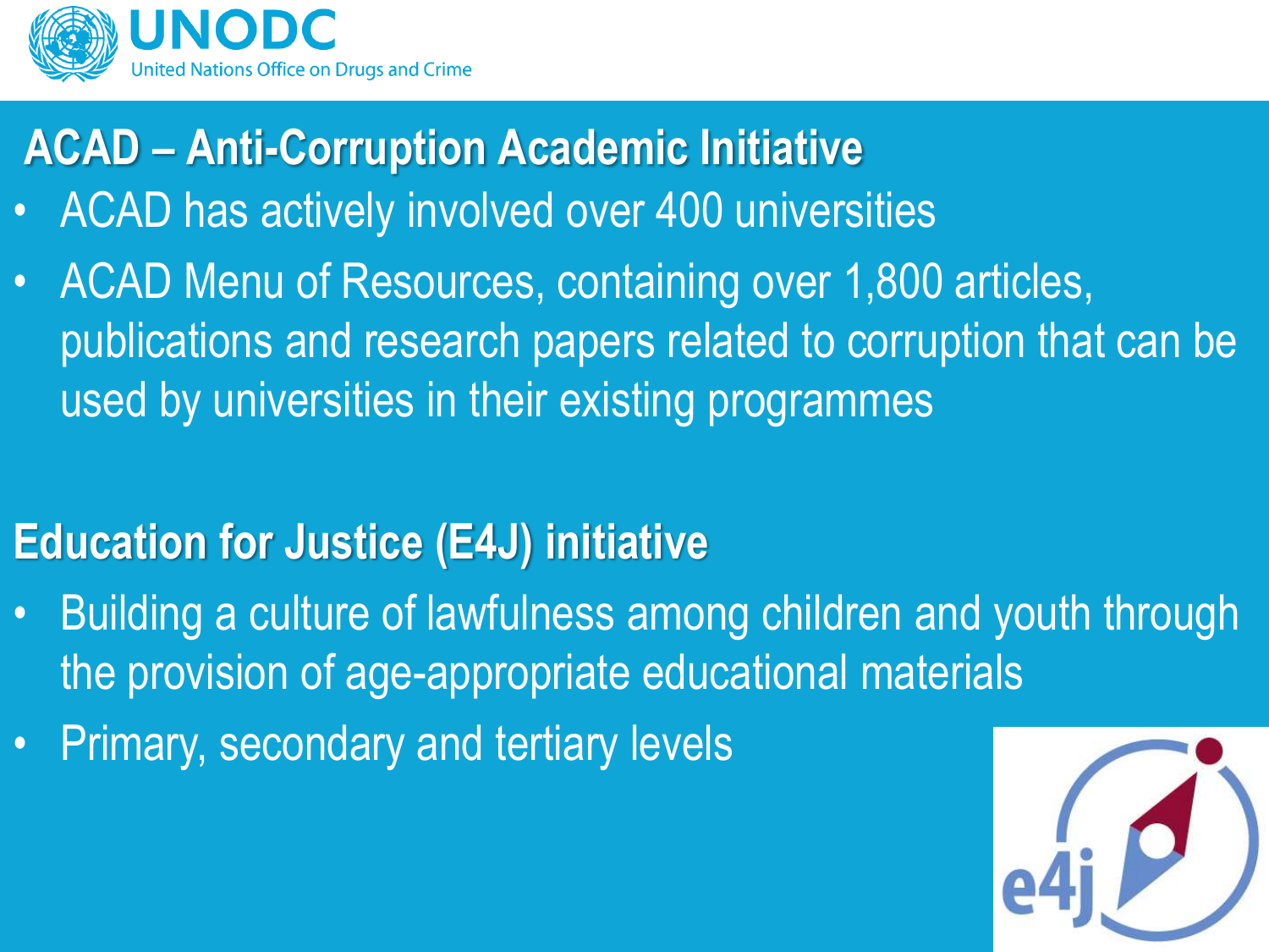## ACAD – Anti-Corruption Academic Initiative

- ACAD has actively involved over 400 universities
- ACAD Menu of Resources, containing over 1,800 articles, publications and research papers related to corruption that can be used by universities in their existing programmes

## Education for Justice (E4J) initiative

- Building a culture of lawfulness among children and youth through the provision of age-appropriate educational materials
- Primary, secondary and tertiary levels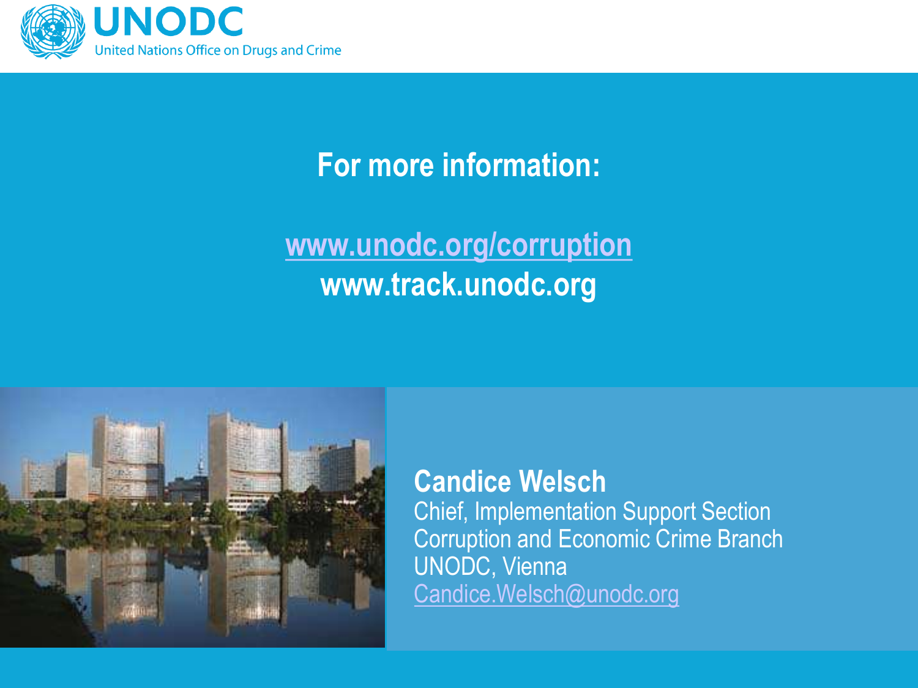UNODC
United Nations Office on Drugs and Crime

## For more information:

www.unodc.org/corruption
www.track.unodc.org

**Candice Welsch**
Chief, Implementation Support Section
Corruption and Economic Crime Branch
UNODC, Vienna
Candice.Welsch@unodc.org